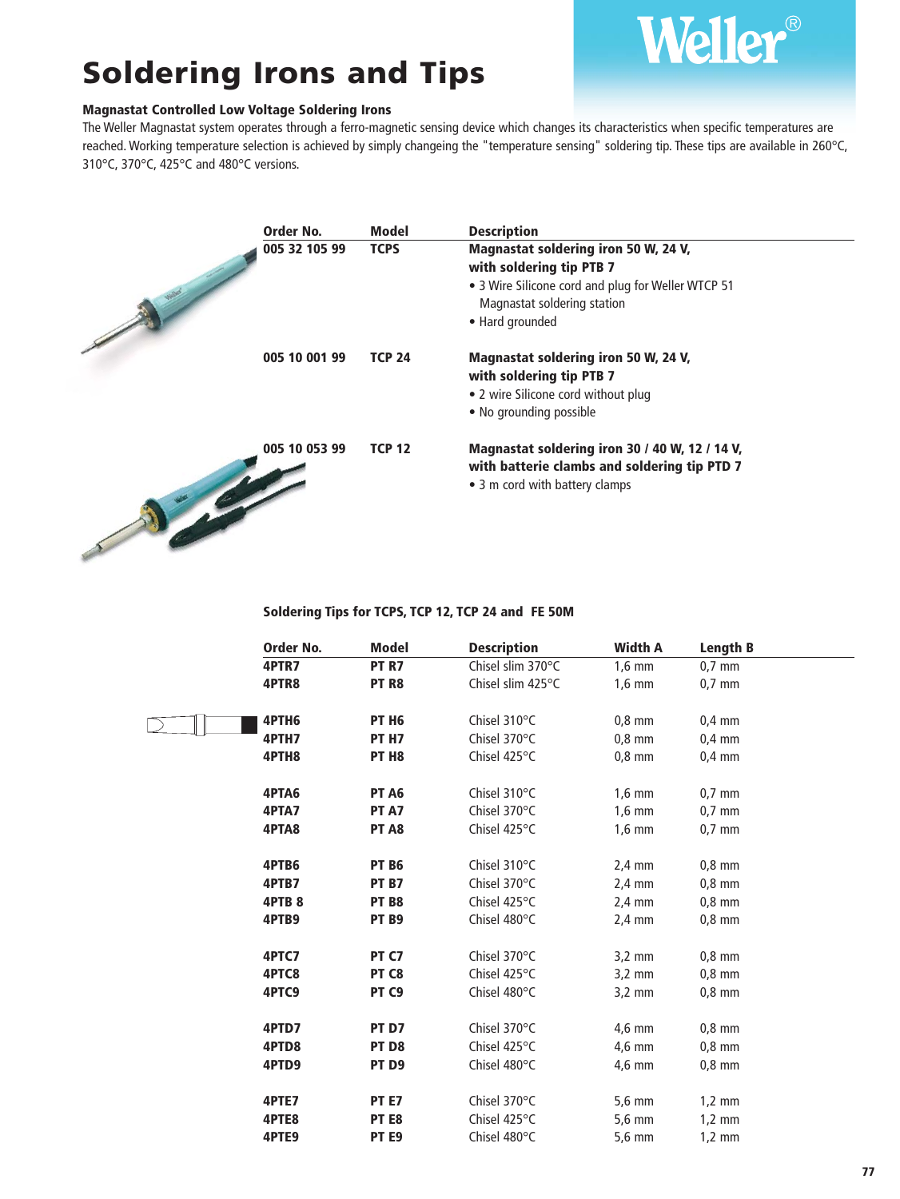# Soldering Irons and Tips

Weller®

### Magnastat Controlled Low Voltage Soldering Irons

The Weller Magnastat system operates through a ferro-magnetic sensing device which changes its characteristics when specific temperatures are reached. Working temperature selection is achieved by simply changeing the "temperature sensing" soldering tip. These tips are available in 260°C, 310°C, 370°C, 425°C and 480°C versions.

| Order No. | Model | Description |
|---|---|---|
| 005 32 105 99 | TCPS | **Magnastat soldering iron 50 W, 24 V, with soldering tip PTB 7**<br>• 3 Wire Silicone cord and plug for Weller WTCP 51 Magnastat soldering station<br>• Hard grounded |
| 005 10 001 99 | TCP 24 | **Magnastat soldering iron 50 W, 24 V, with soldering tip PTB 7**<br>• 2 wire Silicone cord without plug<br>• No grounding possible |
| 005 10 053 99 | TCP 12 | **Magnastat soldering iron 30 / 40 W, 12 / 14 V, with batterie clambs and soldering tip PTD 7**<br>• 3 m cord with battery clamps |

### Soldering Tips for TCPS, TCP 12, TCP 24 and FE 50M

| Order No. | Model | Description | Width A | Length B |
|---|---|---|---|---|
| 4PTR7 | PT R7 | Chisel slim 370°C | 1,6 mm | 0,7 mm |
| 4PTR8 | PT R8 | Chisel slim 425°C | 1,6 mm | 0,7 mm |
| 4PTH6 | PT H6 | Chisel 310°C | 0,8 mm | 0,4 mm |
| 4PTH7 | PT H7 | Chisel 370°C | 0,8 mm | 0,4 mm |
| 4PTH8 | PT H8 | Chisel 425°C | 0,8 mm | 0,4 mm |
| 4PTA6 | PT A6 | Chisel 310°C | 1,6 mm | 0,7 mm |
| 4PTA7 | PT A7 | Chisel 370°C | 1,6 mm | 0,7 mm |
| 4PTA8 | PT A8 | Chisel 425°C | 1,6 mm | 0,7 mm |
| 4PTB6 | PT B6 | Chisel 310°C | 2,4 mm | 0,8 mm |
| 4PTB7 | PT B7 | Chisel 370°C | 2,4 mm | 0,8 mm |
| 4PTB 8 | PT B8 | Chisel 425°C | 2,4 mm | 0,8 mm |
| 4PTB9 | PT B9 | Chisel 480°C | 2,4 mm | 0,8 mm |
| 4PTC7 | PT C7 | Chisel 370°C | 3,2 mm | 0,8 mm |
| 4PTC8 | PT C8 | Chisel 425°C | 3,2 mm | 0,8 mm |
| 4PTC9 | PT C9 | Chisel 480°C | 3,2 mm | 0,8 mm |
| 4PTD7 | PT D7 | Chisel 370°C | 4,6 mm | 0,8 mm |
| 4PTD8 | PT D8 | Chisel 425°C | 4,6 mm | 0,8 mm |
| 4PTD9 | PT D9 | Chisel 480°C | 4,6 mm | 0,8 mm |
| 4PTE7 | PT E7 | Chisel 370°C | 5,6 mm | 1,2 mm |
| 4PTE8 | PT E8 | Chisel 425°C | 5,6 mm | 1,2 mm |
| 4PTE9 | PT E9 | Chisel 480°C | 5,6 mm | 1,2 mm |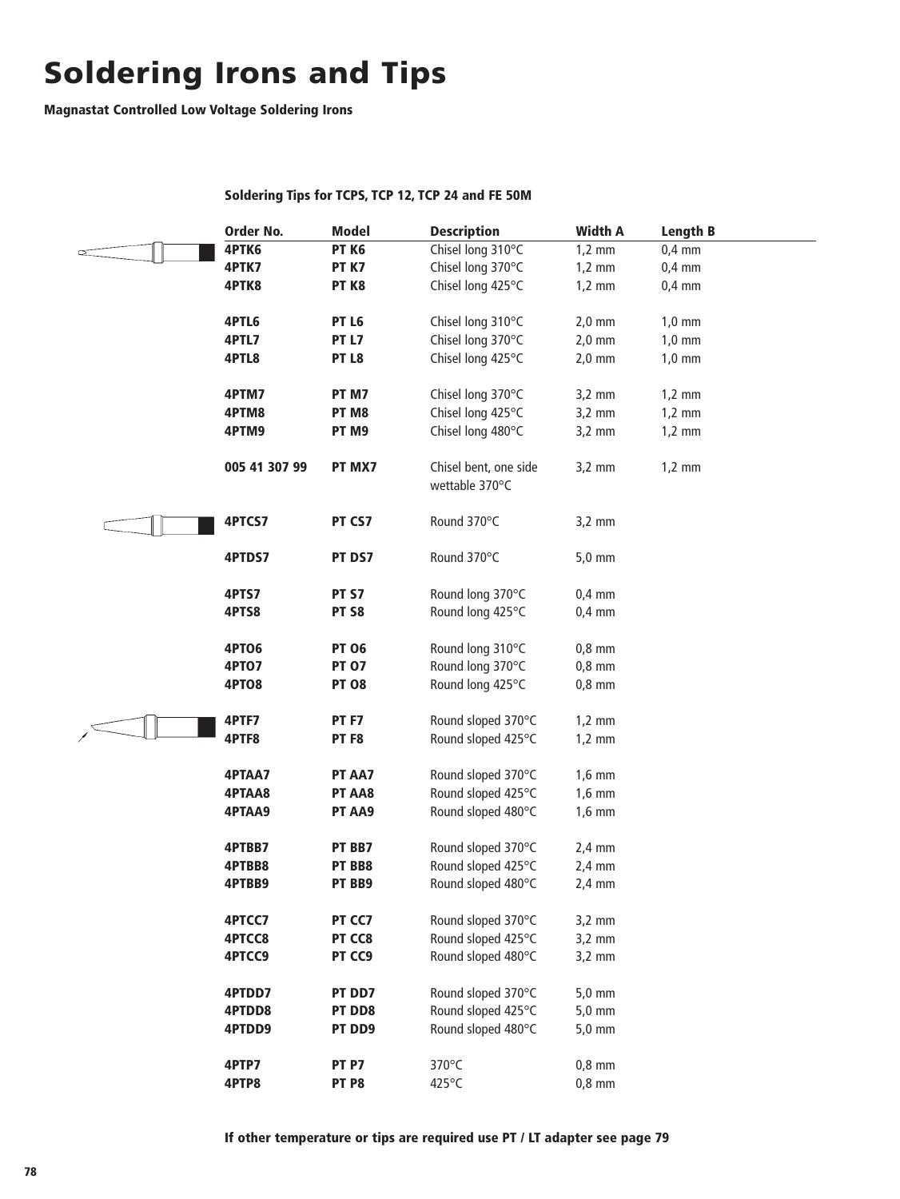# Soldering Irons and Tips

**Magnastat Controlled Low Voltage Soldering Irons**

**Soldering Tips for TCPS, TCP 12, TCP 24 and FE 50M**

| Order No. | Model | Description | Width A | Length B |
|---|---|---|---|---|
| **4PTK6** | **PT K6** | Chisel long 310°C | 1,2 mm | 0,4 mm |
| **4PTK7** | **PT K7** | Chisel long 370°C | 1,2 mm | 0,4 mm |
| **4PTK8** | **PT K8** | Chisel long 425°C | 1,2 mm | 0,4 mm |
| **4PTL6** | **PT L6** | Chisel long 310°C | 2,0 mm | 1,0 mm |
| **4PTL7** | **PT L7** | Chisel long 370°C | 2,0 mm | 1,0 mm |
| **4PTL8** | **PT L8** | Chisel long 425°C | 2,0 mm | 1,0 mm |
| **4PTM7** | **PT M7** | Chisel long 370°C | 3,2 mm | 1,2 mm |
| **4PTM8** | **PT M8** | Chisel long 425°C | 3,2 mm | 1,2 mm |
| **4PTM9** | **PT M9** | Chisel long 480°C | 3,2 mm | 1,2 mm |
| **005 41 307 99** | **PT MX7** | Chisel bent, one side wettable 370°C | 3,2 mm | 1,2 mm |
| **4PTCS7** | **PT CS7** | Round 370°C | 3,2 mm | |
| **4PTDS7** | **PT DS7** | Round 370°C | 5,0 mm | |
| **4PTS7** | **PT S7** | Round long 370°C | 0,4 mm | |
| **4PTS8** | **PT S8** | Round long 425°C | 0,4 mm | |
| **4PTO6** | **PT O6** | Round long 310°C | 0,8 mm | |
| **4PTO7** | **PT O7** | Round long 370°C | 0,8 mm | |
| **4PTO8** | **PT O8** | Round long 425°C | 0,8 mm | |
| **4PTF7** | **PT F7** | Round sloped 370°C | 1,2 mm | |
| **4PTF8** | **PT F8** | Round sloped 425°C | 1,2 mm | |
| **4PTAA7** | **PT AA7** | Round sloped 370°C | 1,6 mm | |
| **4PTAA8** | **PT AA8** | Round sloped 425°C | 1,6 mm | |
| **4PTAA9** | **PT AA9** | Round sloped 480°C | 1,6 mm | |
| **4PTBB7** | **PT BB7** | Round sloped 370°C | 2,4 mm | |
| **4PTBB8** | **PT BB8** | Round sloped 425°C | 2,4 mm | |
| **4PTBB9** | **PT BB9** | Round sloped 480°C | 2,4 mm | |
| **4PTCC7** | **PT CC7** | Round sloped 370°C | 3,2 mm | |
| **4PTCC8** | **PT CC8** | Round sloped 425°C | 3,2 mm | |
| **4PTCC9** | **PT CC9** | Round sloped 480°C | 3,2 mm | |
| **4PTDD7** | **PT DD7** | Round sloped 370°C | 5,0 mm | |
| **4PTDD8** | **PT DD8** | Round sloped 425°C | 5,0 mm | |
| **4PTDD9** | **PT DD9** | Round sloped 480°C | 5,0 mm | |
| **4PTP7** | **PT P7** | 370°C | 0,8 mm | |
| **4PTP8** | **PT P8** | 425°C | 0,8 mm | |

**If other temperature or tips are required use PT / LT adapter see page 79**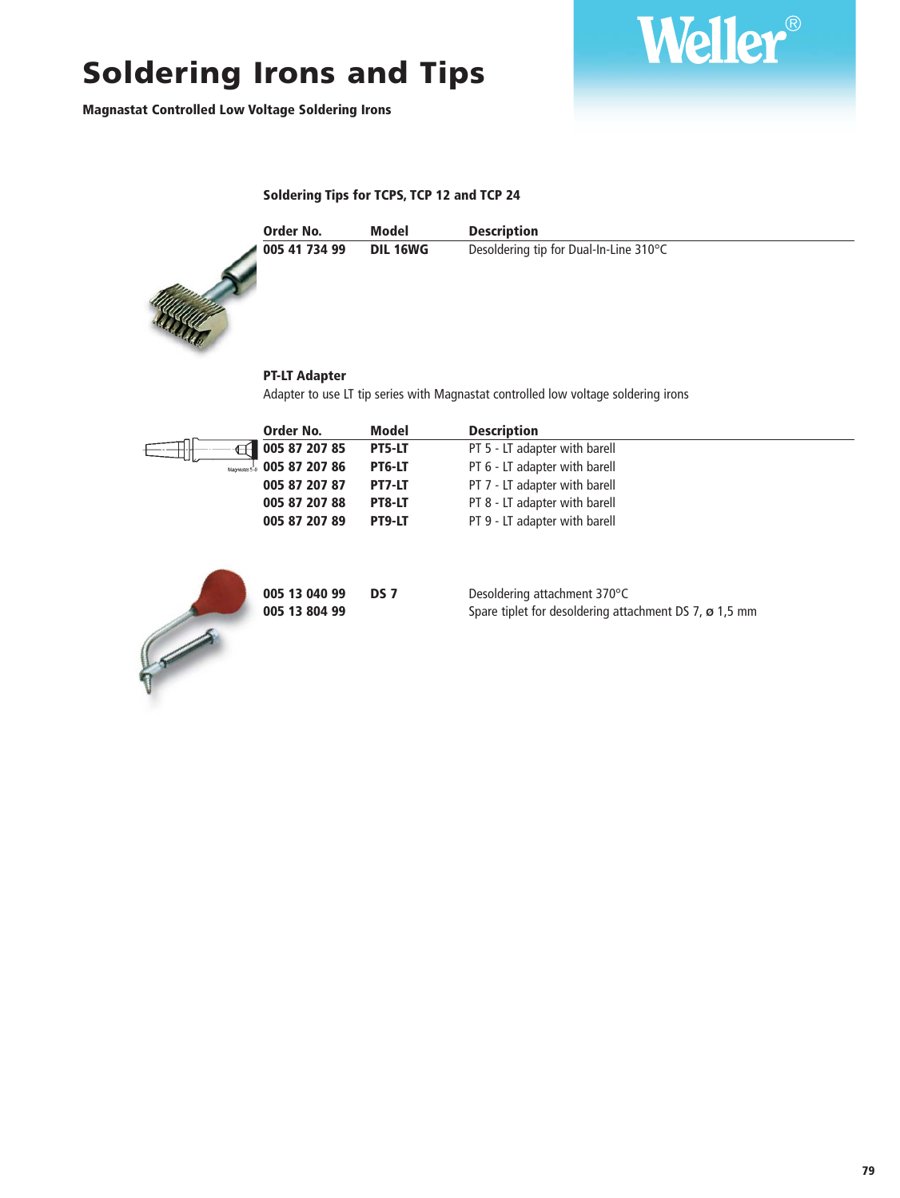# Soldering Irons and Tips

**Magnastat Controlled Low Voltage Soldering Irons**

### Soldering Tips for TCPS, TCP 12 and TCP 24

| Order No. | Model | Description |
| --- | --- | --- |
| 005 41 734 99 | DIL 16WG | Desoldering tip for Dual-In-Line 310°C |

### PT-LT Adapter

Adapter to use LT tip series with Magnastat controlled low voltage soldering irons

| Order No. | Model | Description |
| --- | --- | --- |
| 005 87 207 85 | PT5-LT | PT 5 - LT adapter with barell |
| 005 87 207 86 | PT6-LT | PT 6 - LT adapter with barell |
| 005 87 207 87 | PT7-LT | PT 7 - LT adapter with barell |
| 005 87 207 88 | PT8-LT | PT 8 - LT adapter with barell |
| 005 87 207 89 | PT9-LT | PT 9 - LT adapter with barell |

| | | |
| --- | --- | --- |
| 005 13 040 99 | DS 7 | Desoldering attachment 370°C |
| 005 13 804 99 | | Spare tiplet for desoldering attachment DS 7, ø 1,5 mm |